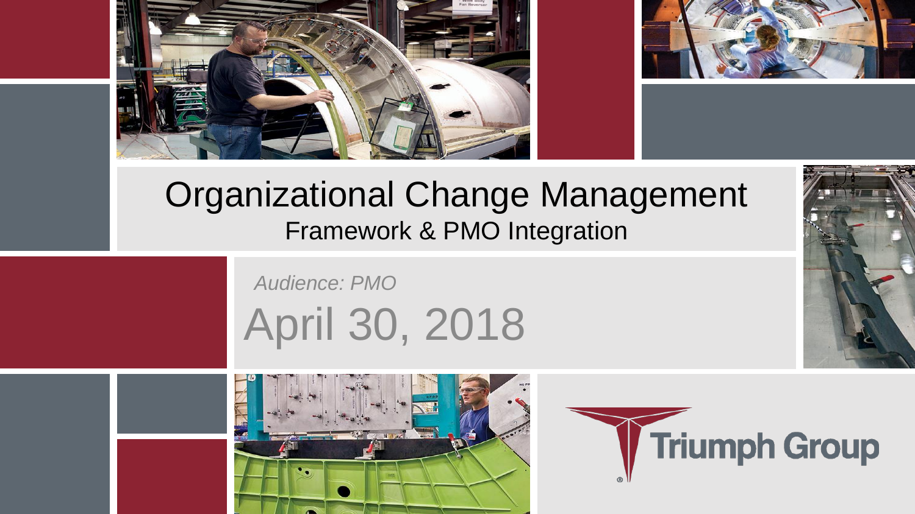# Organizational Change Management

## Framework & PMO Integration

*Audience: PMO*

April 30, 2018

Triumph Group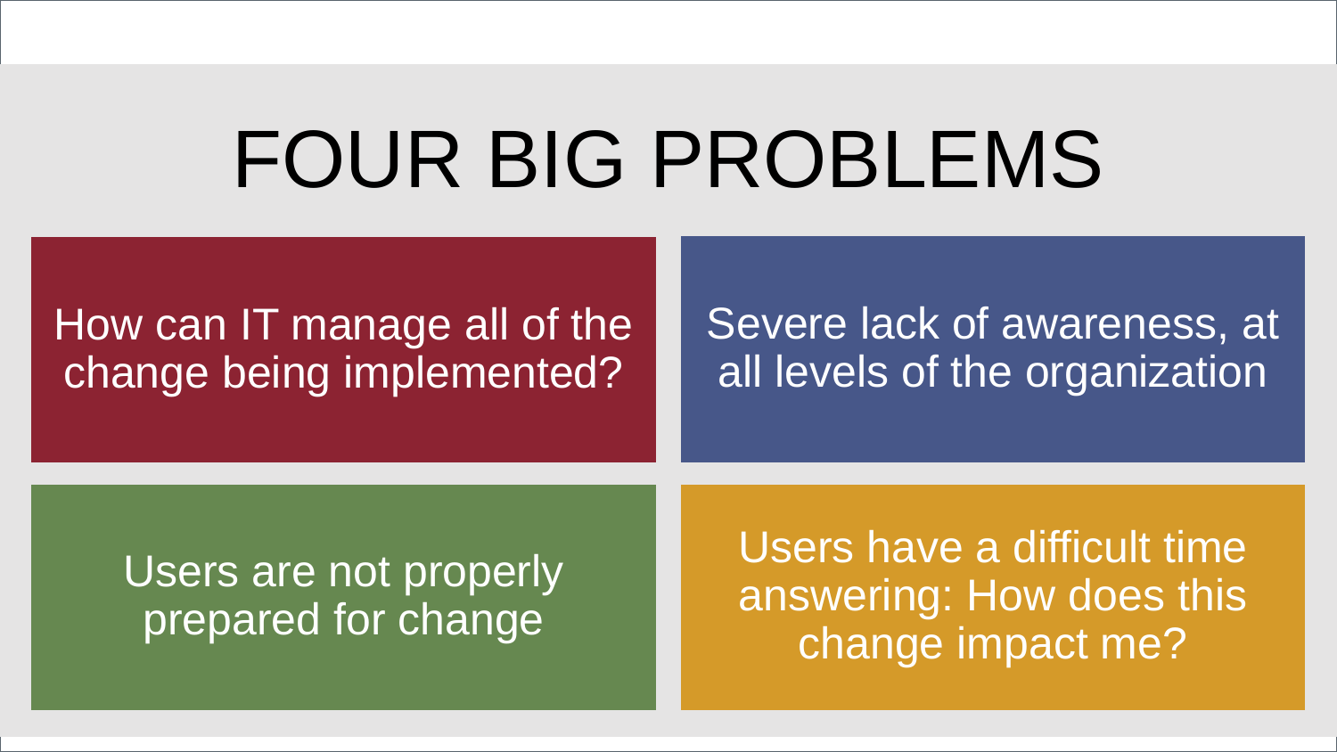# FOUR BIG PROBLEMS

- How can IT manage all of the change being implemented?
- Severe lack of awareness, at all levels of the organization
- Users are not properly prepared for change
- Users have a difficult time answering: How does this change impact me?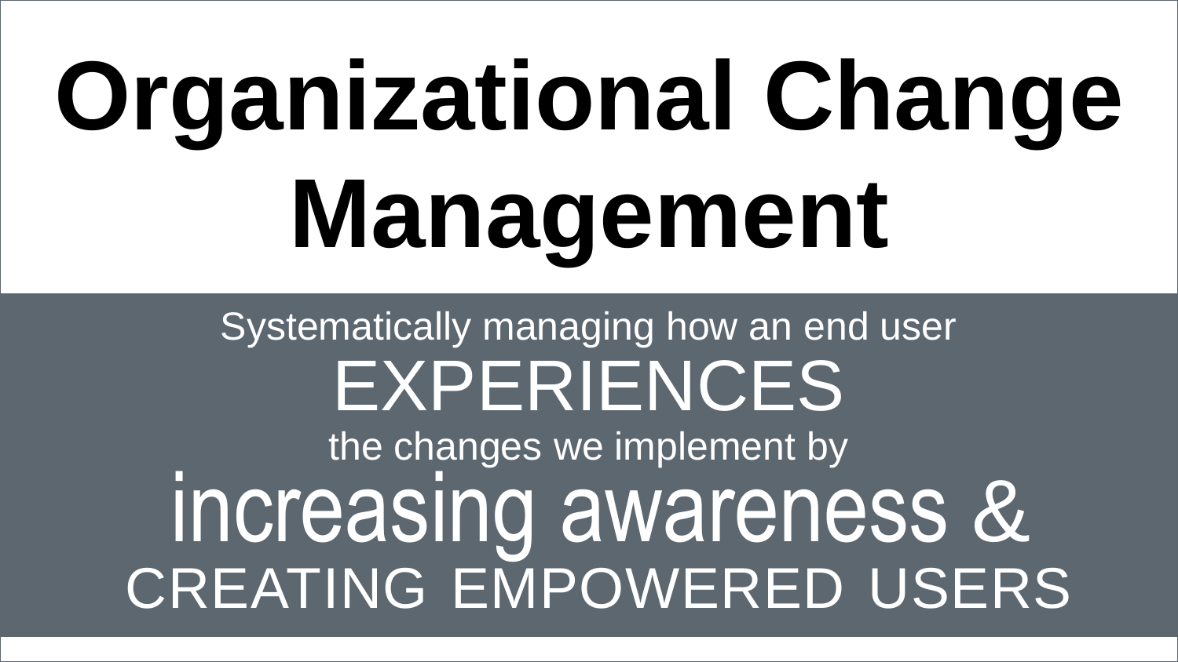# Organizational Change Management

Systematically managing how an end user

EXPERIENCES

the changes we implement by

increasing awareness &

CREATING EMPOWERED USERS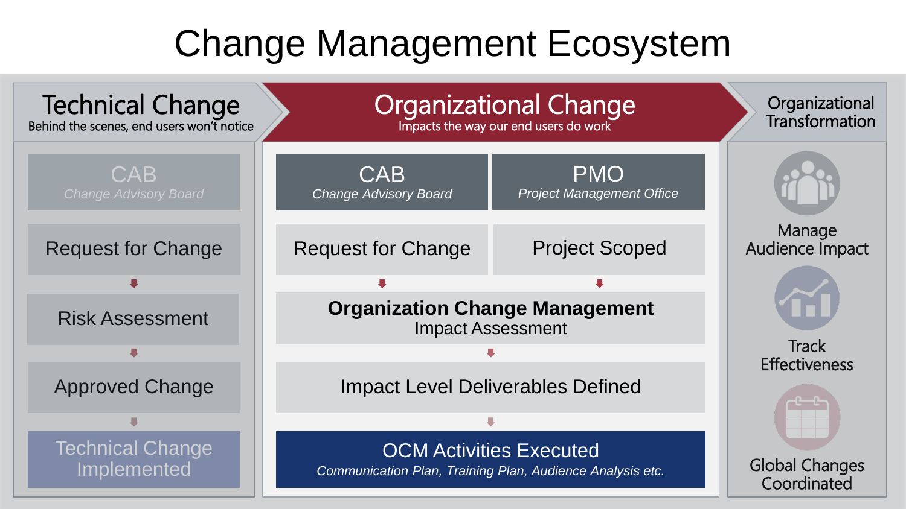# Change Management Ecosystem

## Technical Change

Behind the scenes, end users won't notice

- **CAB** – *Change Advisory Board*
- Request for Change
- Risk Assessment
- Approved Change
- Technical Change Implemented

## Organizational Change

Impacts the way our end users do work

| CAB<br>*Change Advisory Board* | PMO<br>*Project Management Office* |
|---|---|
| Request for Change | Project Scoped |

- **Organization Change Management** – Impact Assessment
- Impact Level Deliverables Defined
- OCM Activities Executed – *Communication Plan, Training Plan, Audience Analysis etc.*

## Organizational Transformation

- Manage Audience Impact
- Track Effectiveness
- Global Changes Coordinated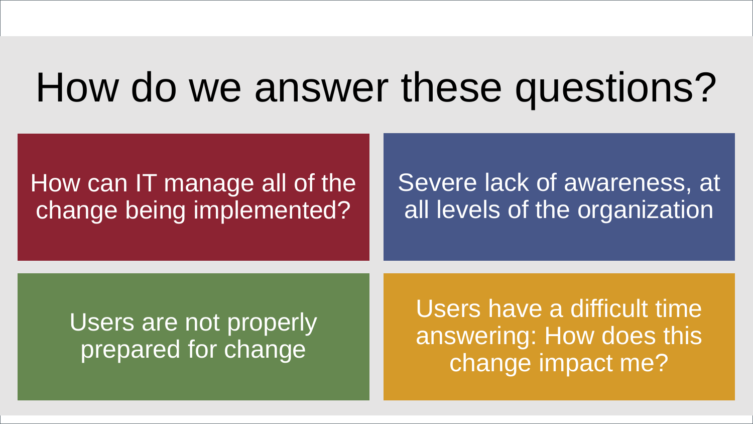# How do we answer these questions?

- How can IT manage all of the change being implemented?
- Severe lack of awareness, at all levels of the organization
- Users are not properly prepared for change
- Users have a difficult time answering: How does this change impact me?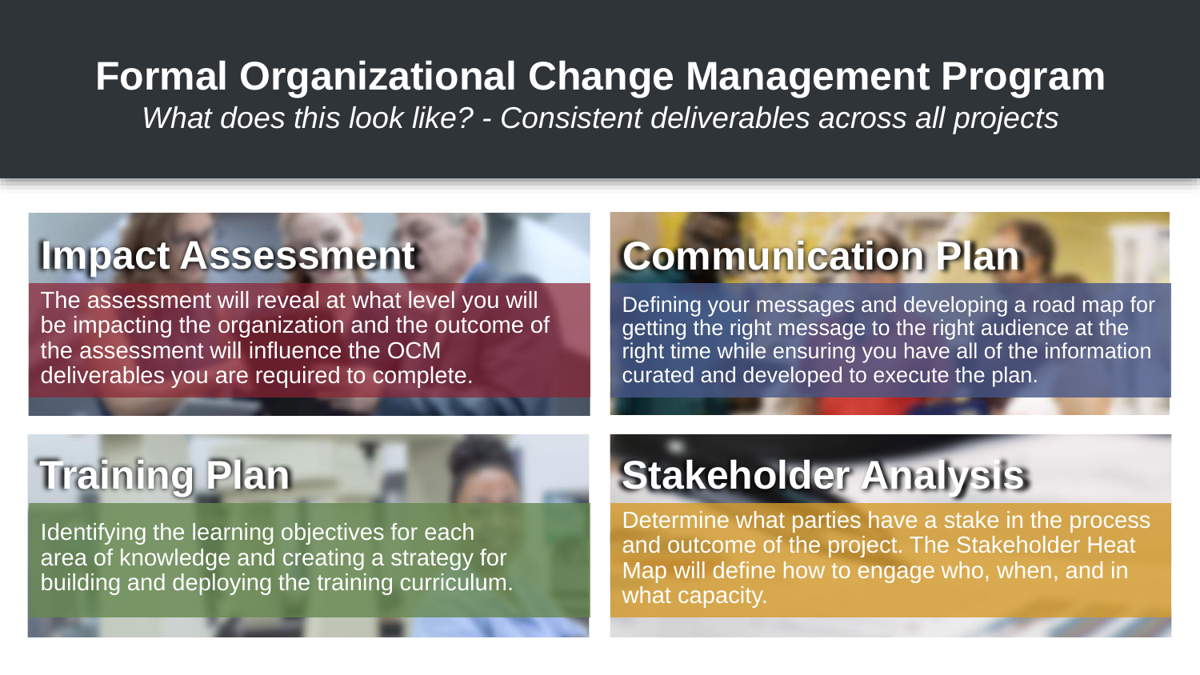# Formal Organizational Change Management Program

*What does this look like? - Consistent deliverables across all projects*

## Impact Assessment

The assessment will reveal at what level you will be impacting the organization and the outcome of the assessment will influence the OCM deliverables you are required to complete.

## Communication Plan

Defining your messages and developing a road map for getting the right message to the right audience at the right time while ensuring you have all of the information curated and developed to execute the plan.

## Training Plan

Identifying the learning objectives for each area of knowledge and creating a strategy for building and deploying the training curriculum.

## Stakeholder Analysis

Determine what parties have a stake in the process and outcome of the project. The Stakeholder Heat Map will define how to engage who, when, and in what capacity.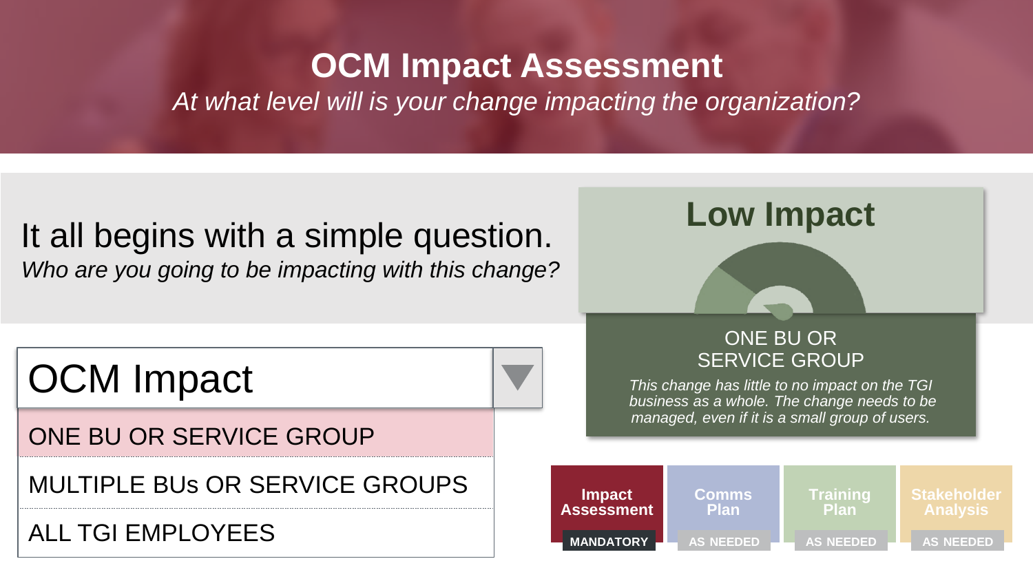# OCM Impact Assessment

*At what level will is your change impacting the organization?*

It all begins with a simple question.

*Who are you going to be impacting with this change?*

**OCM Impact**

- ONE BU OR SERVICE GROUP
- MULTIPLE BUs OR SERVICE GROUPS
- ALL TGI EMPLOYEES

## Low Impact

ONE BU OR SERVICE GROUP

*This change has little to no impact on the TGI business as a whole. The change needs to be managed, even if it is a small group of users.*

| Impact Assessment | Comms Plan | Training Plan | Stakeholder Analysis |
| --- | --- | --- | --- |
| MANDATORY | AS NEEDED | AS NEEDED | AS NEEDED |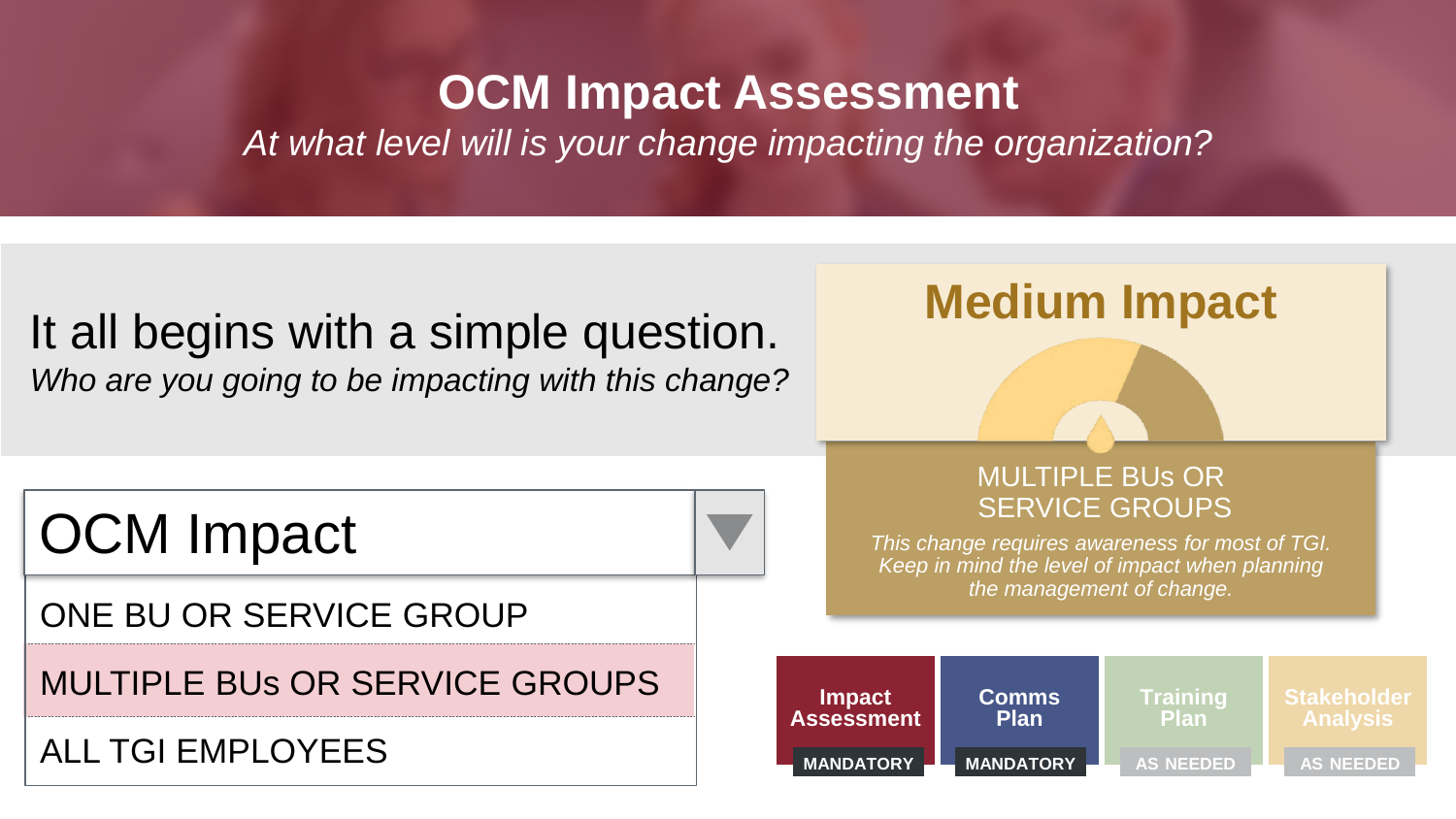# OCM Impact Assessment

*At what level will is your change impacting the organization?*

It all begins with a simple question.

*Who are you going to be impacting with this change?*

OCM Impact

- ONE BU OR SERVICE GROUP
- MULTIPLE BUs OR SERVICE GROUPS
- ALL TGI EMPLOYEES

## Medium Impact

MULTIPLE BUs OR SERVICE GROUPS

*This change requires awareness for most of TGI. Keep in mind the level of impact when planning the management of change.*

| Impact Assessment | Comms Plan | Training Plan | Stakeholder Analysis |
|---|---|---|---|
| MANDATORY | MANDATORY | AS NEEDED | AS NEEDED |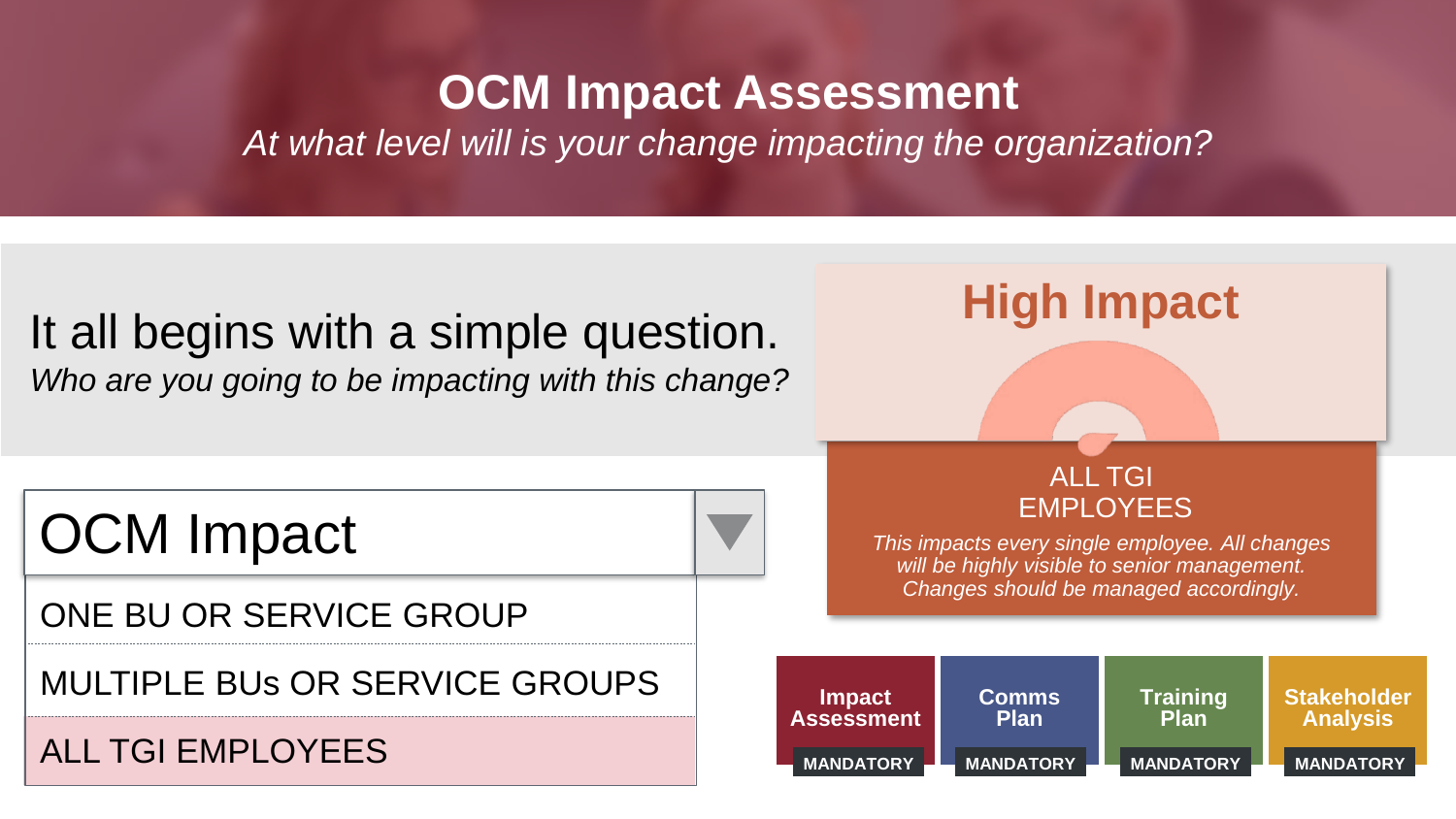# OCM Impact Assessment

*At what level will is your change impacting the organization?*

It all begins with a simple question.

*Who are you going to be impacting with this change?*

**OCM Impact**

- ONE BU OR SERVICE GROUP
- MULTIPLE BUs OR SERVICE GROUPS
- ALL TGI EMPLOYEES

## High Impact

ALL TGI EMPLOYEES

*This impacts every single employee. All changes will be highly visible to senior management. Changes should be managed accordingly.*

| Impact Assessment | Comms Plan | Training Plan | Stakeholder Analysis |
| --- | --- | --- | --- |
| MANDATORY | MANDATORY | MANDATORY | MANDATORY |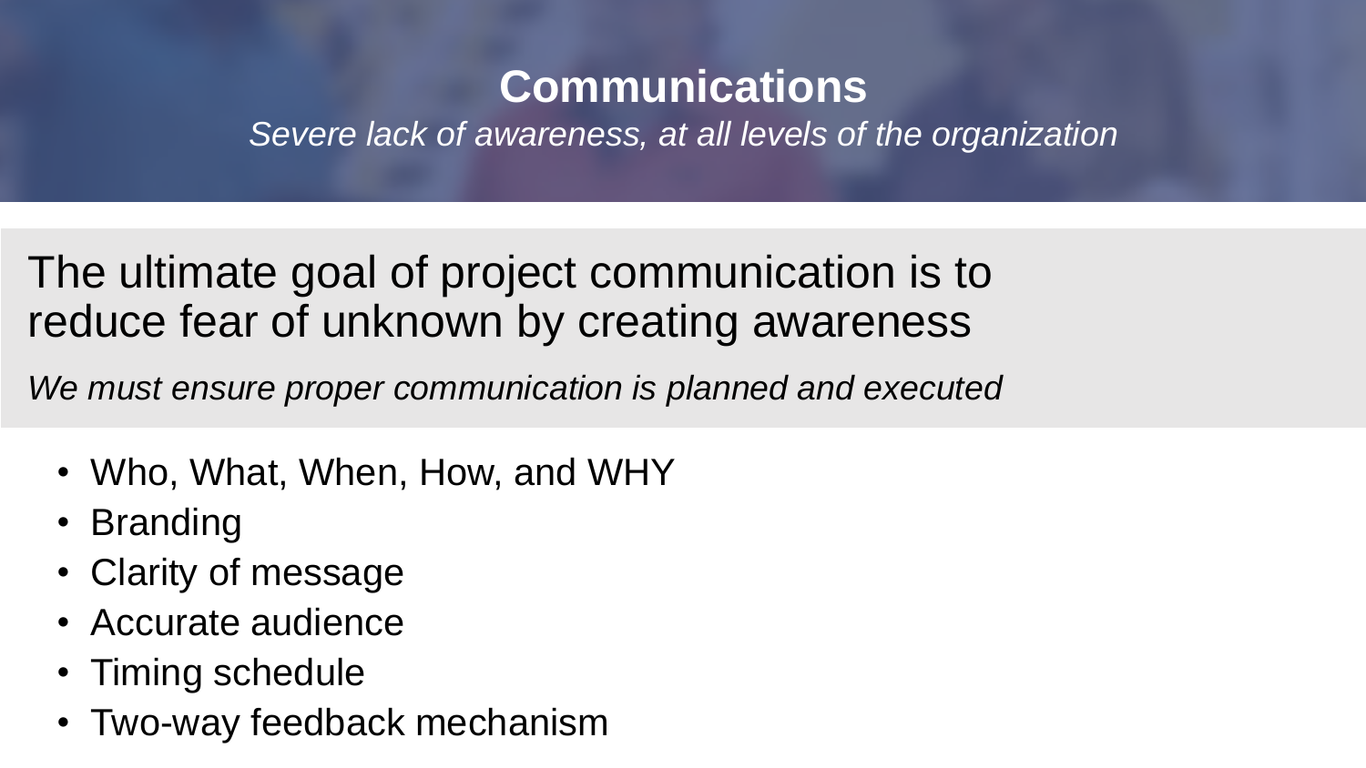# Communications

*Severe lack of awareness, at all levels of the organization*

## The ultimate goal of project communication is to reduce fear of unknown by creating awareness

*We must ensure proper communication is planned and executed*

- Who, What, When, How, and WHY
- Branding
- Clarity of message
- Accurate audience
- Timing schedule
- Two-way feedback mechanism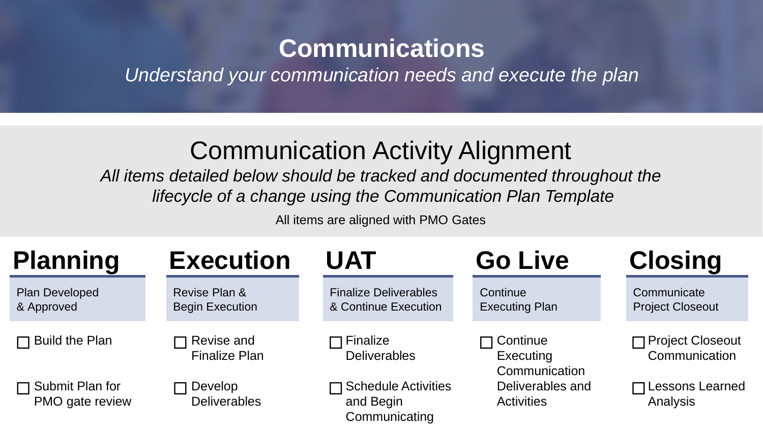# Communications

*Understand your communication needs and execute the plan*

## Communication Activity Alignment

*All items detailed below should be tracked and documented throughout the lifecycle of a change using the Communication Plan Template*

All items are aligned with PMO Gates

### Planning

Plan Developed & Approved

- ☐ Build the Plan
- ☐ Submit Plan for PMO gate review

### Execution

Revise Plan & Begin Execution

- ☐ Revise and Finalize Plan
- ☐ Develop Deliverables

### UAT

Finalize Deliverables & Continue Execution

- ☐ Finalize Deliverables
- ☐ Schedule Activities and Begin Communicating

### Go Live

Continue Executing Plan

- ☐ Continue Executing Communication Deliverables and Activities

### Closing

Communicate Project Closeout

- ☐ Project Closeout Communication
- ☐ Lessons Learned Analysis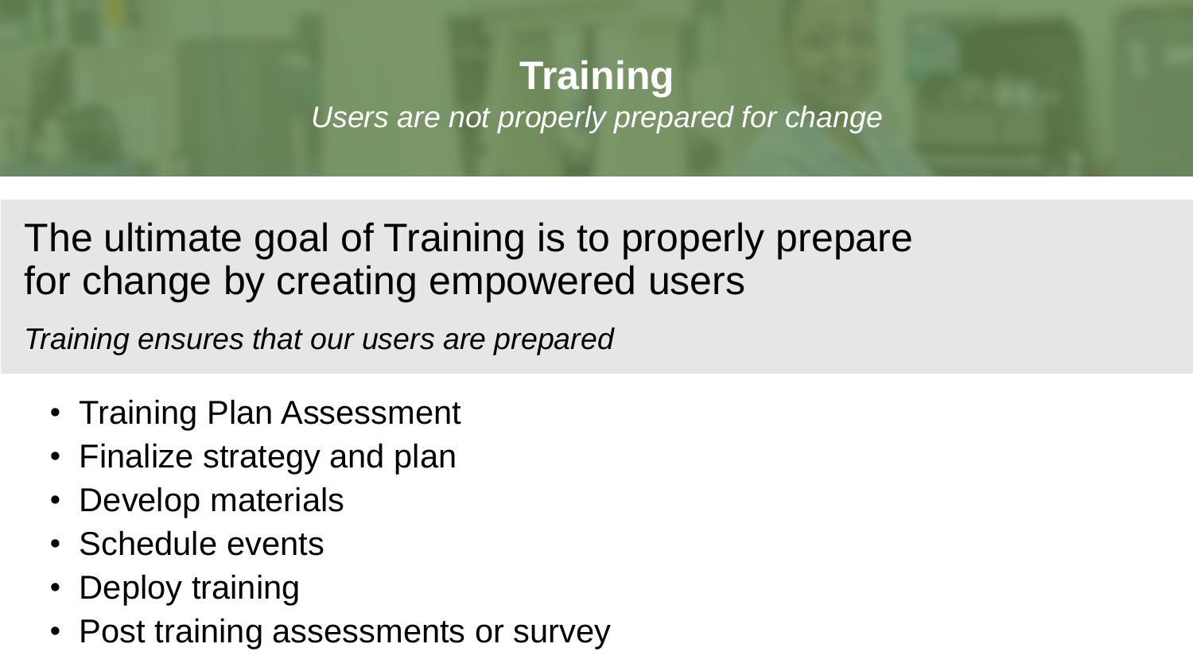# Training

*Users are not properly prepared for change*

## The ultimate goal of Training is to properly prepare for change by creating empowered users

*Training ensures that our users are prepared*

- Training Plan Assessment
- Finalize strategy and plan
- Develop materials
- Schedule events
- Deploy training
- Post training assessments or survey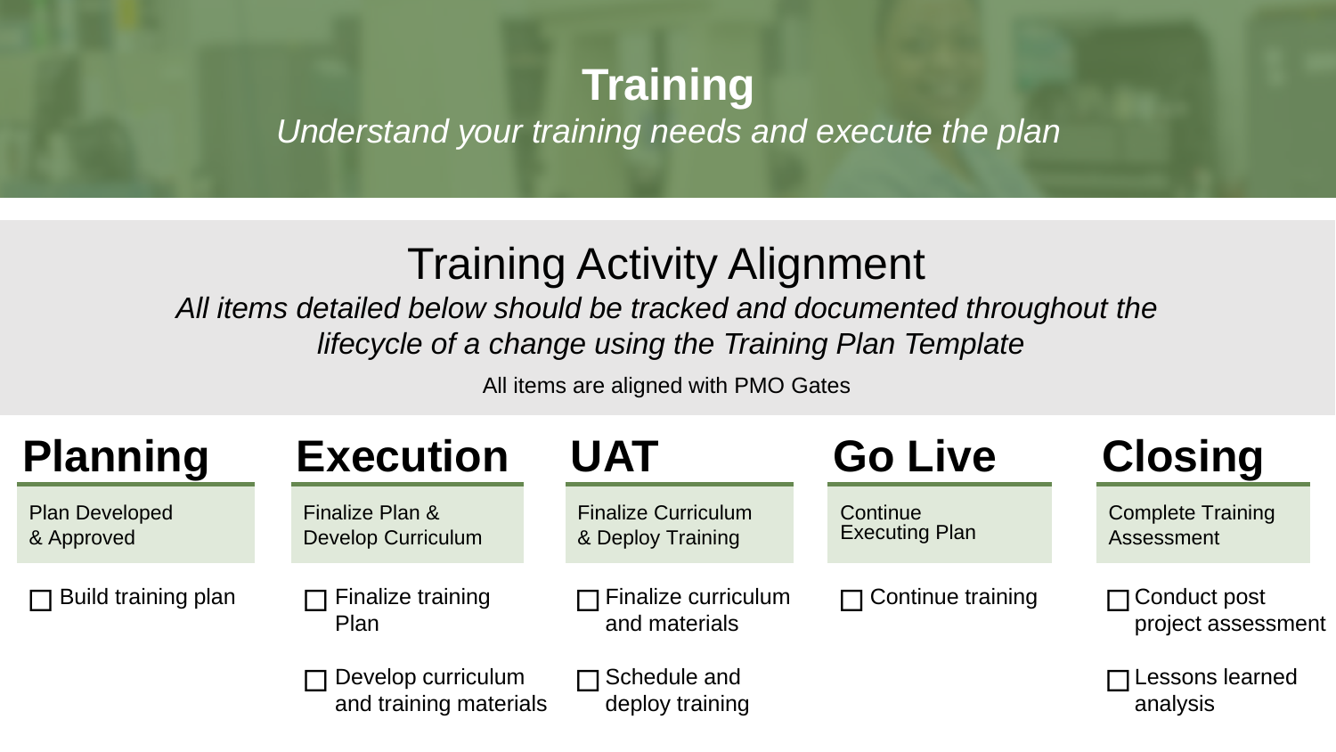# Training

*Understand your training needs and execute the plan*

## Training Activity Alignment

*All items detailed below should be tracked and documented throughout the lifecycle of a change using the Training Plan Template*

All items are aligned with PMO Gates

### Planning

Plan Developed & Approved

- ☐ Build training plan

### Execution

Finalize Plan & Develop Curriculum

- ☐ Finalize training Plan
- ☐ Develop curriculum and training materials

### UAT

Finalize Curriculum & Deploy Training

- ☐ Finalize curriculum and materials
- ☐ Schedule and deploy training

### Go Live

Continue Executing Plan

- ☐ Continue training

### Closing

Complete Training Assessment

- ☐ Conduct post project assessment
- ☐ Lessons learned analysis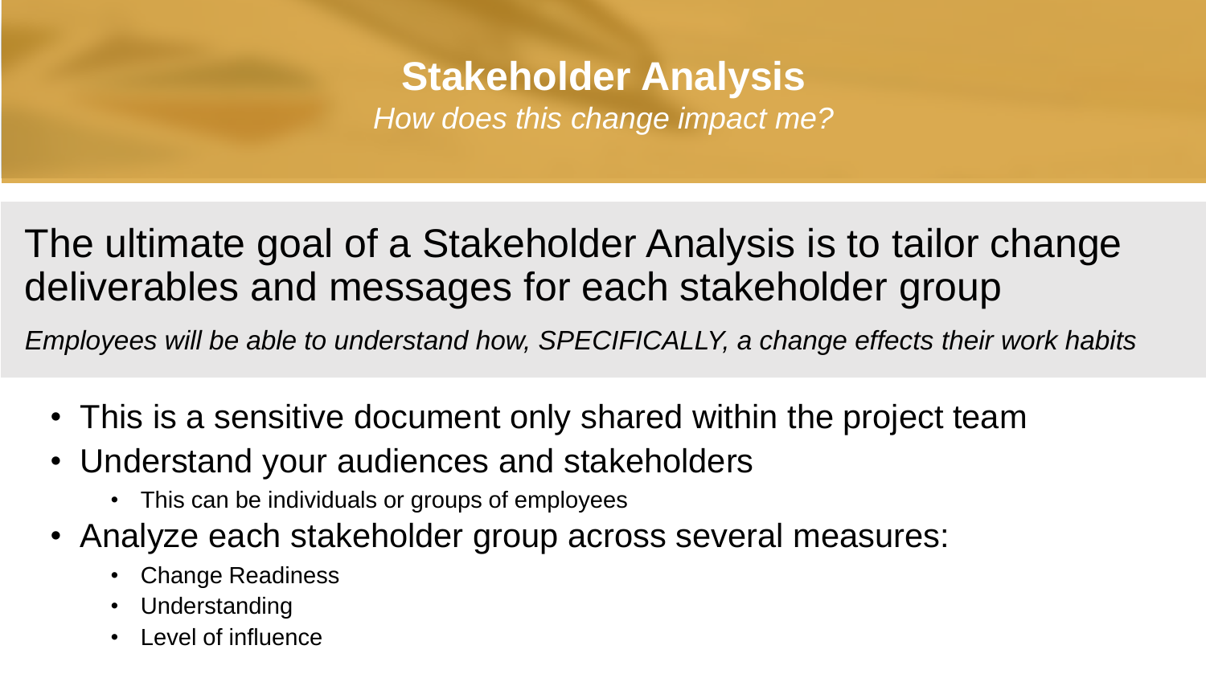# Stakeholder Analysis

*How does this change impact me?*

The ultimate goal of a Stakeholder Analysis is to tailor change deliverables and messages for each stakeholder group

*Employees will be able to understand how, SPECIFICALLY, a change effects their work habits*

- This is a sensitive document only shared within the project team
- Understand your audiences and stakeholders
  - This can be individuals or groups of employees
- Analyze each stakeholder group across several measures:
  - Change Readiness
  - Understanding
  - Level of influence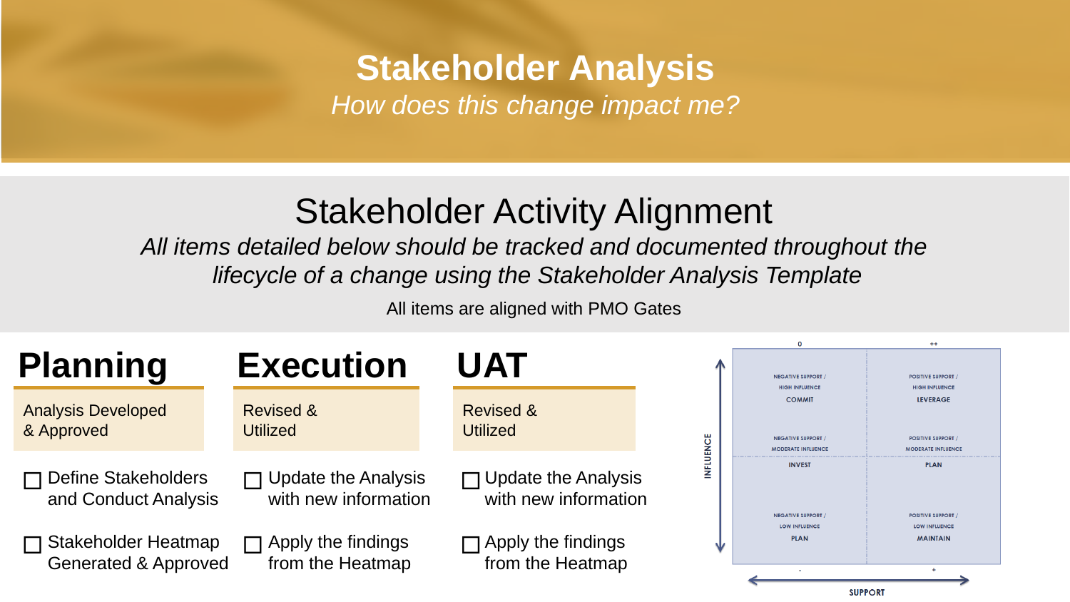# Stakeholder Analysis

*How does this change impact me?*

## Stakeholder Activity Alignment

*All items detailed below should be tracked and documented throughout the lifecycle of a change using the Stakeholder Analysis Template*

All items are aligned with PMO Gates

### Planning

Analysis Developed & Approved

- ☐ Define Stakeholders and Conduct Analysis
- ☐ Stakeholder Heatmap Generated & Approved

### Execution

Revised & Utilized

- ☐ Update the Analysis with new information
- ☐ Apply the findings from the Heatmap

### UAT

Revised & Utilized

- ☐ Update the Analysis with new information
- ☐ Apply the findings from the Heatmap

| INFLUENCE / SUPPORT | 0 / - | ++ / + |
| --- | --- | --- |
| High | NEGATIVE SUPPORT / HIGH INFLUENCE<br>COMMIT | POSITIVE SUPPORT / HIGH INFLUENCE<br>LEVERAGE |
| Moderate | NEGATIVE SUPPORT / MODERATE INFLUENCE<br>INVEST | POSITIVE SUPPORT / MODERATE INFLUENCE<br>PLAN |
| Low | NEGATIVE SUPPORT / LOW INFLUENCE<br>PLAN | POSITIVE SUPPORT / LOW INFLUENCE<br>MAINTAIN |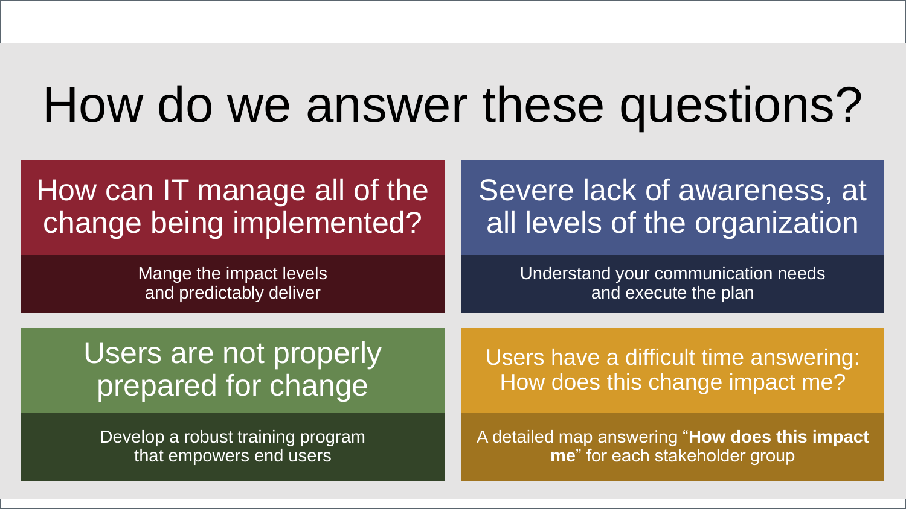# How do we answer these questions?

## How can IT manage all of the change being implemented?

Mange the impact levels and predictably deliver

## Severe lack of awareness, at all levels of the organization

Understand your communication needs and execute the plan

## Users are not properly prepared for change

Develop a robust training program that empowers end users

## Users have a difficult time answering: How does this change impact me?

A detailed map answering "**How does this impact me**" for each stakeholder group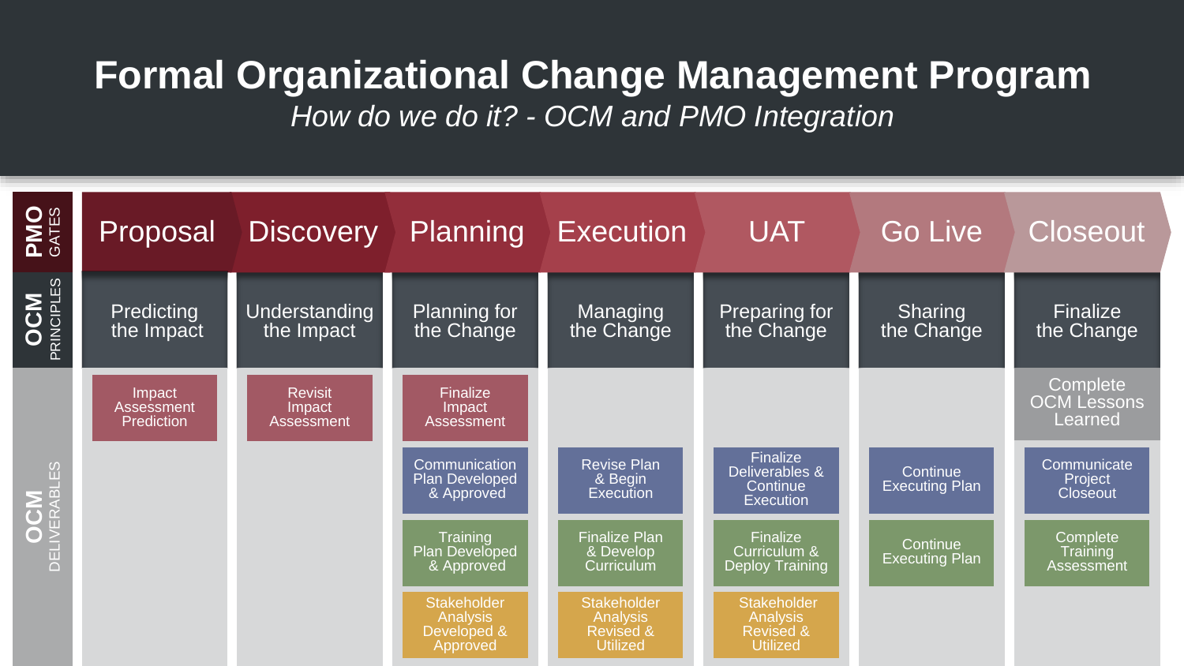# Formal Organizational Change Management Program

*How do we do it? - OCM and PMO Integration*

| | Proposal | Discovery | Planning | Execution | UAT | Go Live | Closeout |
|---|---|---|---|---|---|---|---|
| **PMO** GATES | Proposal | Discovery | Planning | Execution | UAT | Go Live | Closeout |
| **OCM** PRINCIPLES | Predicting the Impact | Understanding the Impact | Planning for the Change | Managing the Change | Preparing for the Change | Sharing the Change | Finalize the Change |
| **OCM** DELIVERABLES | Impact Assessment Prediction | Revisit Impact Assessment | Finalize Impact Assessment | | | | Complete OCM Lessons Learned |
| | | | Communication Plan Developed & Approved | Revise Plan & Begin Execution | Finalize Deliverables & Continue Execution | Continue Executing Plan | Communicate Project Closeout |
| | | | Training Plan Developed & Approved | Finalize Plan & Develop Curriculum | Finalize Curriculum & Deploy Training | Continue Executing Plan | Complete Training Assessment |
| | | | Stakeholder Analysis Developed & Approved | Stakeholder Analysis Revised & Utilized | Stakeholder Analysis Revised & Utilized | | |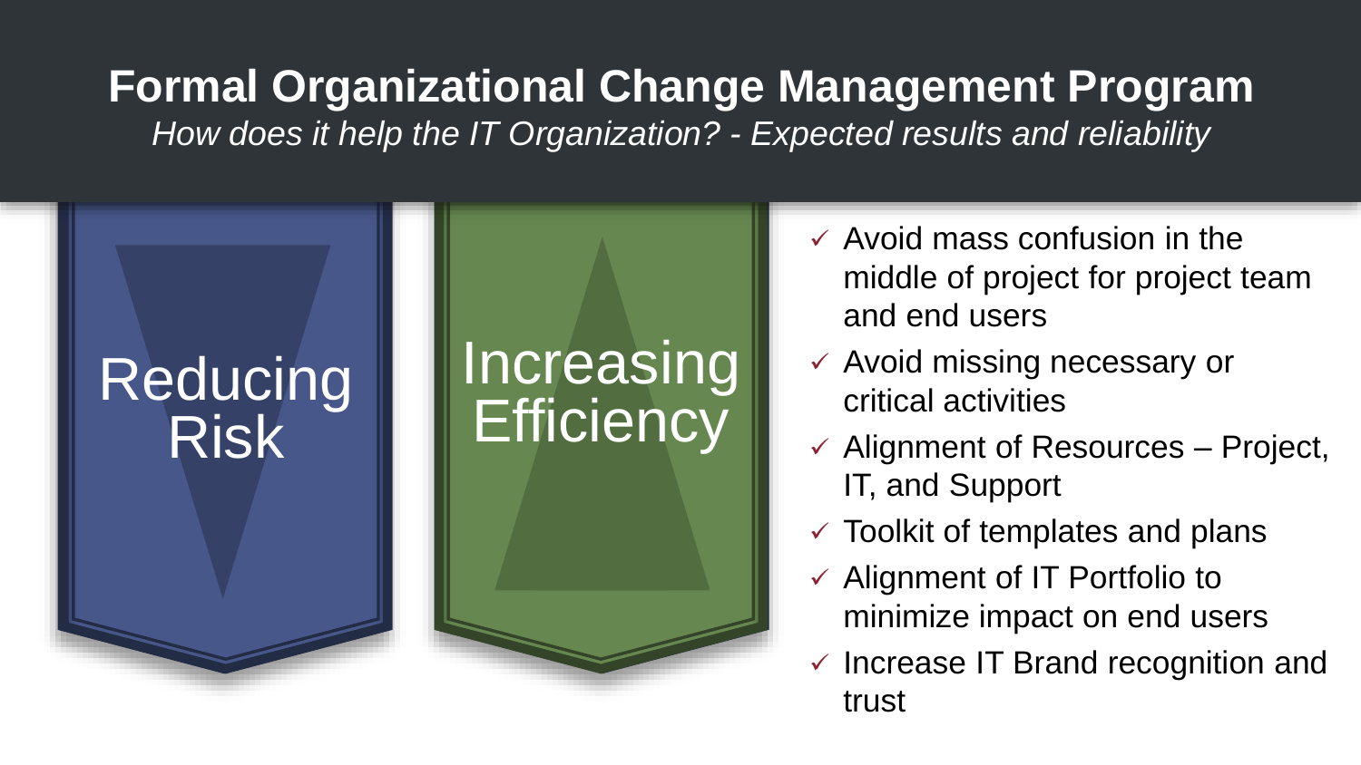# Formal Organizational Change Management Program

*How does it help the IT Organization? - Expected results and reliability*

Reducing Risk

Increasing Efficiency

- ✓ Avoid mass confusion in the middle of project for project team and end users
- ✓ Avoid missing necessary or critical activities
- ✓ Alignment of Resources – Project, IT, and Support
- ✓ Toolkit of templates and plans
- ✓ Alignment of IT Portfolio to minimize impact on end users
- ✓ Increase IT Brand recognition and trust